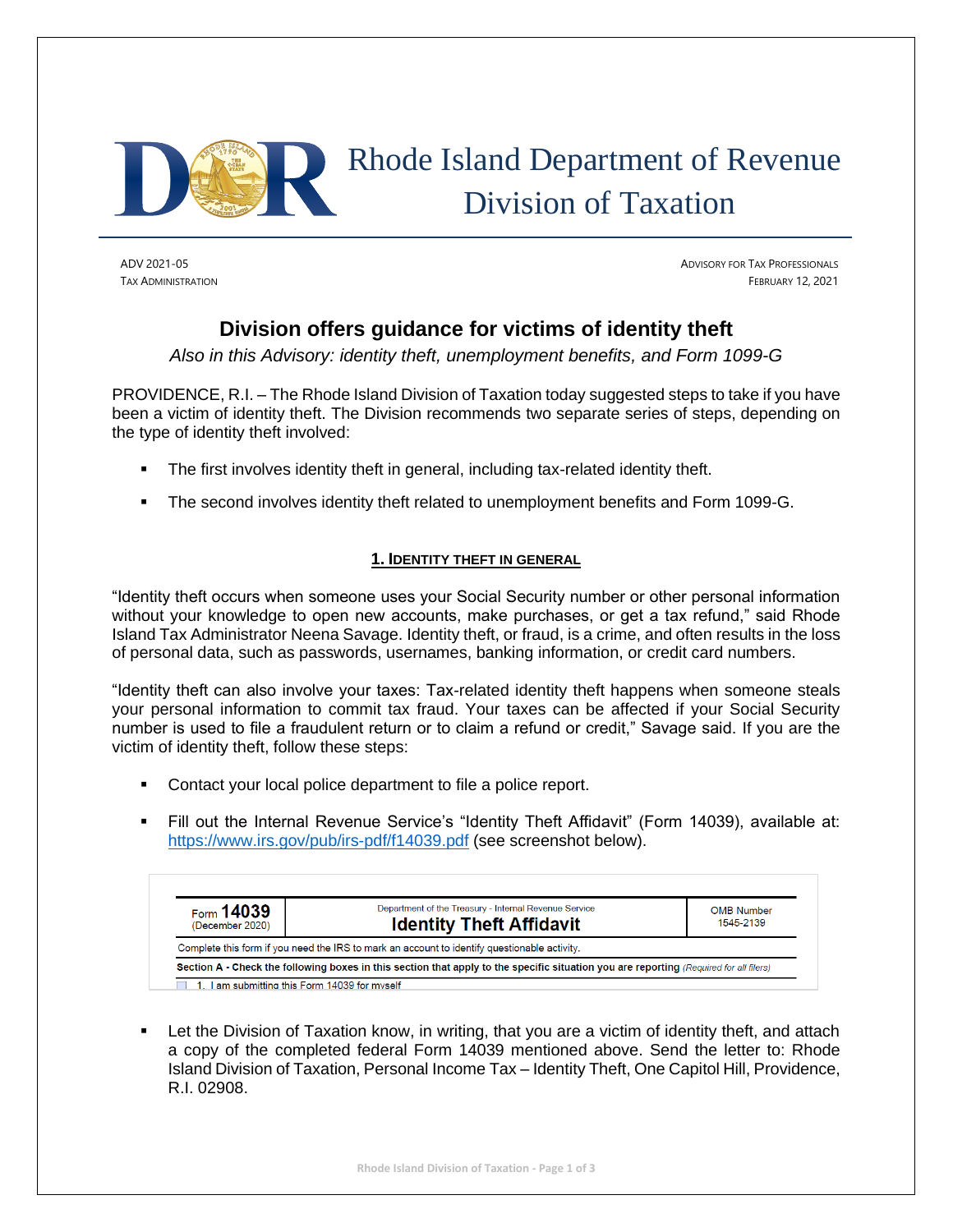# Rhode Island Department of Revenue
# Division of Taxation

ADV 2021-05
TAX ADMINISTRATION

ADVISORY FOR TAX PROFESSIONALS
FEBRUARY 12, 2021

## Division offers guidance for victims of identity theft

*Also in this Advisory: identity theft, unemployment benefits, and Form 1099-G*

PROVIDENCE, R.I. – The Rhode Island Division of Taxation today suggested steps to take if you have been a victim of identity theft. The Division recommends two separate series of steps, depending on the type of identity theft involved:

- The first involves identity theft in general, including tax-related identity theft.
- The second involves identity theft related to unemployment benefits and Form 1099-G.

### 1. IDENTITY THEFT IN GENERAL

"Identity theft occurs when someone uses your Social Security number or other personal information without your knowledge to open new accounts, make purchases, or get a tax refund," said Rhode Island Tax Administrator Neena Savage. Identity theft, or fraud, is a crime, and often results in the loss of personal data, such as passwords, usernames, banking information, or credit card numbers.

"Identity theft can also involve your taxes: Tax-related identity theft happens when someone steals your personal information to commit tax fraud. Your taxes can be affected if your Social Security number is used to file a fraudulent return or to claim a refund or credit," Savage said. If you are the victim of identity theft, follow these steps:

- Contact your local police department to file a police report.
- Fill out the Internal Revenue Service's "Identity Theft Affidavit" (Form 14039), available at: https://www.irs.gov/pub/irs-pdf/f14039.pdf (see screenshot below).

| Form 14039 (December 2020) | Department of the Treasury - Internal Revenue Service **Identity Theft Affidavit** | OMB Number 1545-2139 |
|---|---|---|
| Complete this form if you need the IRS to mark an account to identify questionable activity. | | |
| **Section A - Check the following boxes in this section that apply to the specific situation you are reporting** *(Required for all filers)* | | |
| ☐ 1. I am submitting this Form 14039 for myself | | |

- Let the Division of Taxation know, in writing, that you are a victim of identity theft, and attach a copy of the completed federal Form 14039 mentioned above. Send the letter to: Rhode Island Division of Taxation, Personal Income Tax – Identity Theft, One Capitol Hill, Providence, R.I. 02908.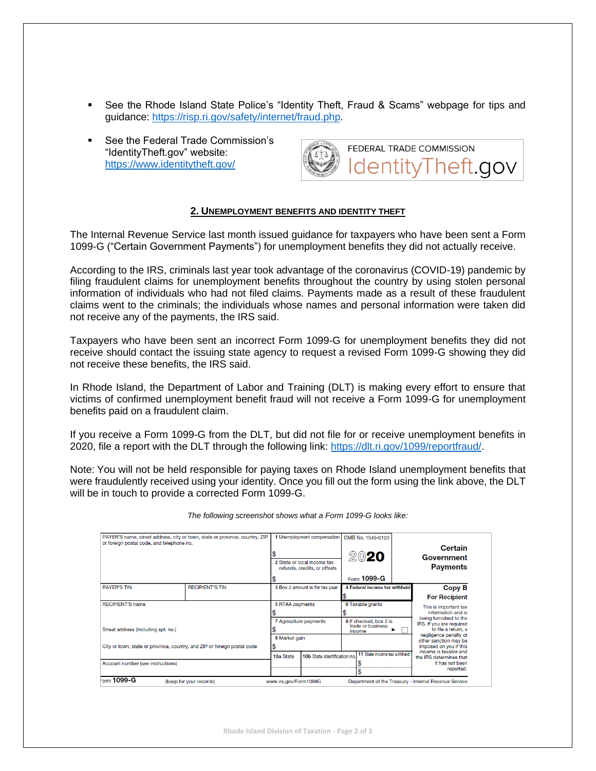- See the Rhode Island State Police's "Identity Theft, Fraud & Scams" webpage for tips and guidance: https://risp.ri.gov/safety/internet/fraud.php.

- See the Federal Trade Commission's "IdentityTheft.gov" website: https://www.identitytheft.gov/

FEDERAL TRADE COMMISSION IdentityTheft.gov

## 2. UNEMPLOYMENT BENEFITS AND IDENTITY THEFT

The Internal Revenue Service last month issued guidance for taxpayers who have been sent a Form 1099-G ("Certain Government Payments") for unemployment benefits they did not actually receive.

According to the IRS, criminals last year took advantage of the coronavirus (COVID-19) pandemic by filing fraudulent claims for unemployment benefits throughout the country by using stolen personal information of individuals who had not filed claims. Payments made as a result of these fraudulent claims went to the criminals; the individuals whose names and personal information were taken did not receive any of the payments, the IRS said.

Taxpayers who have been sent an incorrect Form 1099-G for unemployment benefits they did not receive should contact the issuing state agency to request a revised Form 1099-G showing they did not receive these benefits, the IRS said.

In Rhode Island, the Department of Labor and Training (DLT) is making every effort to ensure that victims of confirmed unemployment benefit fraud will not receive a Form 1099-G for unemployment benefits paid on a fraudulent claim.

If you receive a Form 1099-G from the DLT, but did not file for or receive unemployment benefits in 2020, file a report with the DLT through the following link: https://dlt.ri.gov/1099/reportfraud/.

Note: You will not be held responsible for paying taxes on Rhode Island unemployment benefits that were fraudulently received using your identity. Once you fill out the form using the link above, the DLT will be in touch to provide a corrected Form 1099-G.

*The following screenshot shows what a Form 1099-G looks like:*

| PAYER'S name, street address, city or town, state or province, country, ZIP or foreign postal code, and telephone no. | | 1 Unemployment compensation $ <br> 2 State or local income tax refunds, credits, or offsets $ | OMB No. 1545-0120 <br> 2020 <br> Form 1099-G | Certain Government Payments |
|---|---|---|---|---|
| PAYER'S TIN | RECIPIENT'S TIN | 3 Box 2 amount is for tax year | 4 Federal income tax withheld $ | Copy B For Recipient |
| RECIPIENT'S name | | 5 RTAA payments $ | 6 Taxable grants $ | This is important tax information and is being furnished to the IRS. If you are required to file a return, a negligence penalty or other sanction may be imposed on you if this income is taxable and the IRS determines that it has not been reported. |
| Street address (including apt. no.) | | 7 Agriculture payments $ | 8 If checked, box 2 is trade or business income ▶ ☐ | |
| City or town, state or province, country, and ZIP or foreign postal code | | 9 Market gain $ | | |
| Account number (see instructions) | | 10a State / 10b State identification no. | 11 State income tax withheld $ $ | |

Form 1099-G (keep for your records) www.irs.gov/Form1099G Department of the Treasury - Internal Revenue Service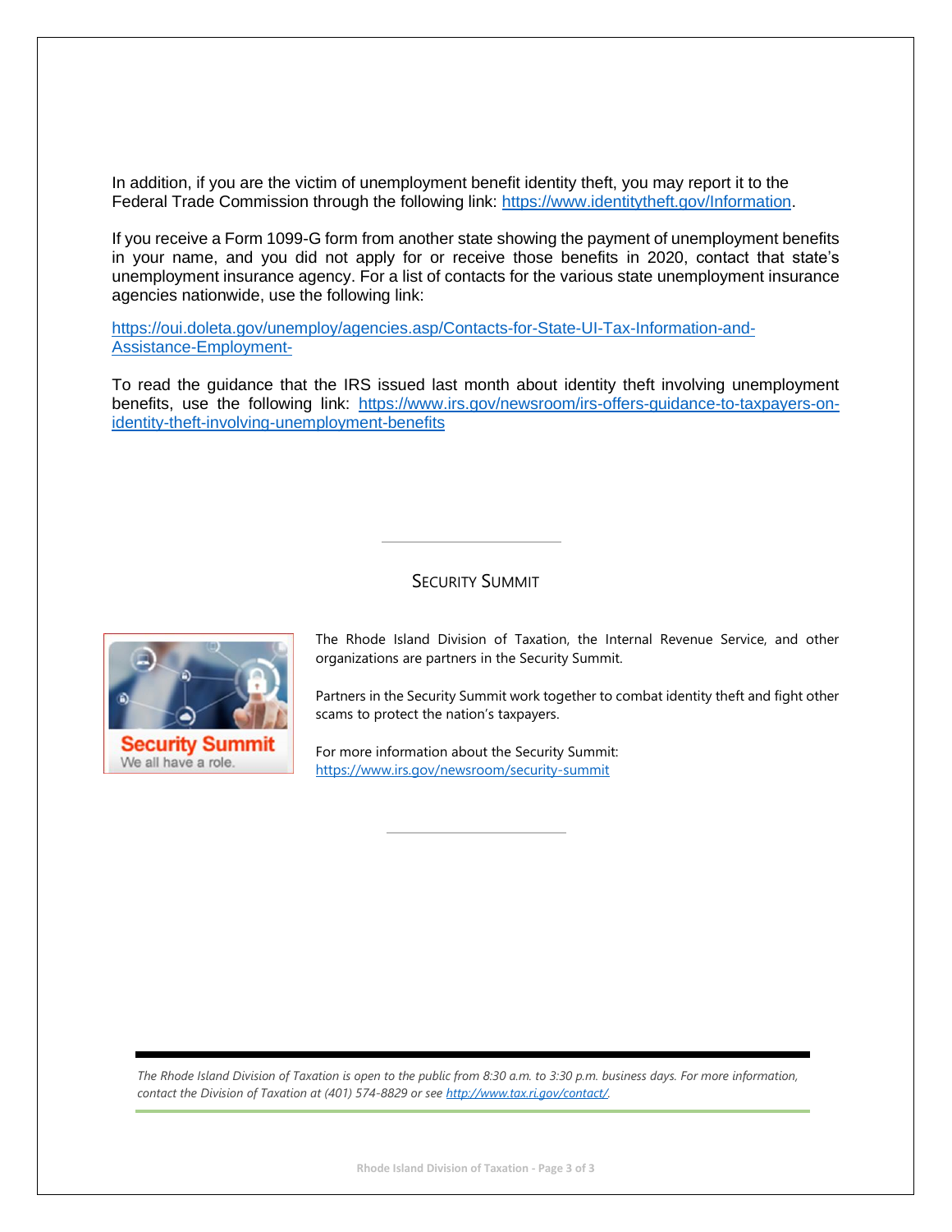In addition, if you are the victim of unemployment benefit identity theft, you may report it to the Federal Trade Commission through the following link: https://www.identitytheft.gov/Information.

If you receive a Form 1099-G form from another state showing the payment of unemployment benefits in your name, and you did not apply for or receive those benefits in 2020, contact that state's unemployment insurance agency. For a list of contacts for the various state unemployment insurance agencies nationwide, use the following link:

https://oui.doleta.gov/unemploy/agencies.asp/Contacts-for-State-UI-Tax-Information-and-Assistance-Employment-

To read the guidance that the IRS issued last month about identity theft involving unemployment benefits, use the following link: https://www.irs.gov/newsroom/irs-offers-guidance-to-taxpayers-on-identity-theft-involving-unemployment-benefits

---

## SECURITY SUMMIT

The Rhode Island Division of Taxation, the Internal Revenue Service, and other organizations are partners in the Security Summit.

Partners in the Security Summit work together to combat identity theft and fight other scams to protect the nation's taxpayers.

For more information about the Security Summit: https://www.irs.gov/newsroom/security-summit

---

*The Rhode Island Division of Taxation is open to the public from 8:30 a.m. to 3:30 p.m. business days. For more information, contact the Division of Taxation at (401) 574-8829 or see http://www.tax.ri.gov/contact/.*